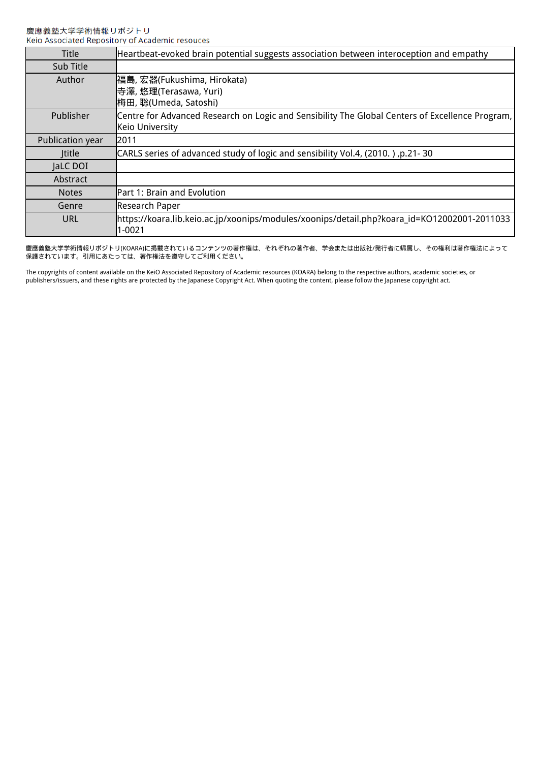慶應義塾大学学術情報リポジトリ
Keio Associated Repository of Academic resouces

| Title | Heartbeat-evoked brain potential suggests association between interoception and empathy |
| --- | --- |
| Sub Title | |
| Author | 福島, 宏器(Fukushima, Hirokata)<br>寺澤, 悠理(Terasawa, Yuri)<br>梅田, 聡(Umeda, Satoshi) |
| Publisher | Centre for Advanced Research on Logic and Sensibility The Global Centers of Excellence Program, Keio University |
| Publication year | 2011 |
| Jtitle | CARLS series of advanced study of logic and sensibility Vol.4, (2010. ) ,p.21- 30 |
| JaLC DOI | |
| Abstract | |
| Notes | Part 1: Brain and Evolution |
| Genre | Research Paper |
| URL | https://koara.lib.keio.ac.jp/xoonips/modules/xoonips/detail.php?koara_id=KO12002001-20110331-0021 |

慶應義塾大学学術情報リポジトリ(KOARA)に掲載されているコンテンツの著作権は、それぞれの著作者、学会または出版社/発行者に帰属し、その権利は著作権法によって保護されています。引用にあたっては、著作権法を遵守してご利用ください。

The copyrights of content available on the KeiO Associated Repository of Academic resources (KOARA) belong to the respective authors, academic societies, or publishers/issuers, and these rights are protected by the Japanese Copyright Act. When quoting the content, please follow the Japanese copyright act.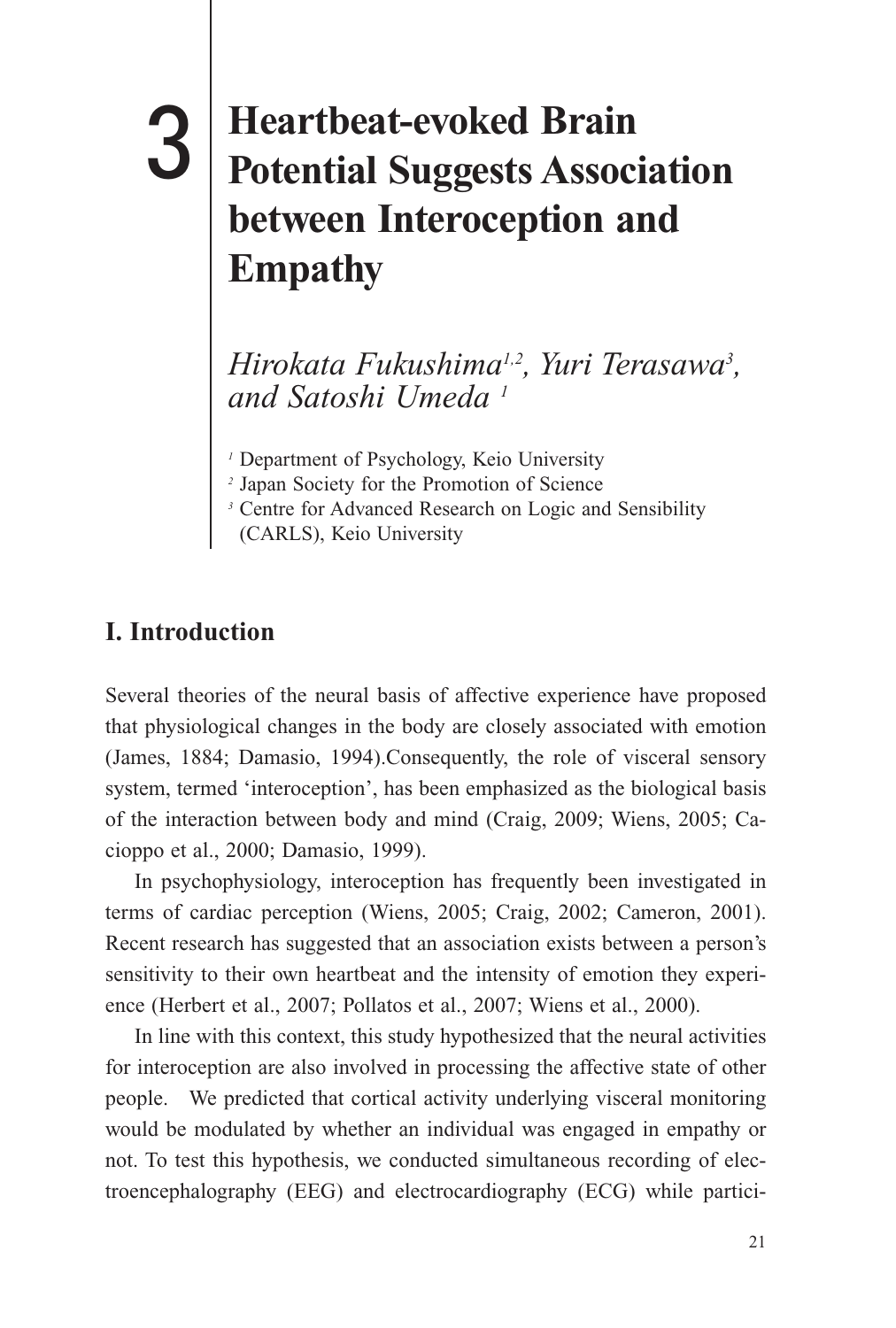# 3 Heartbeat-evoked Brain Potential Suggests Association between Interoception and Empathy

*Hirokata Fukushima*[1,2], *Yuri Terasawa*[3], *and Satoshi Umeda* [1]

[1] Department of Psychology, Keio University
[2] Japan Society for the Promotion of Science
[3] Centre for Advanced Research on Logic and Sensibility (CARLS), Keio University

## I. Introduction

Several theories of the neural basis of affective experience have proposed that physiological changes in the body are closely associated with emotion (James, 1884; Damasio, 1994).Consequently, the role of visceral sensory system, termed 'interoception', has been emphasized as the biological basis of the interaction between body and mind (Craig, 2009; Wiens, 2005; Cacioppo et al., 2000; Damasio, 1999).

In psychophysiology, interoception has frequently been investigated in terms of cardiac perception (Wiens, 2005; Craig, 2002; Cameron, 2001). Recent research has suggested that an association exists between a person's sensitivity to their own heartbeat and the intensity of emotion they experience (Herbert et al., 2007; Pollatos et al., 2007; Wiens et al., 2000).

In line with this context, this study hypothesized that the neural activities for interoception are also involved in processing the affective state of other people. We predicted that cortical activity underlying visceral monitoring would be modulated by whether an individual was engaged in empathy or not. To test this hypothesis, we conducted simultaneous recording of electroencephalography (EEG) and electrocardiography (ECG) while partici-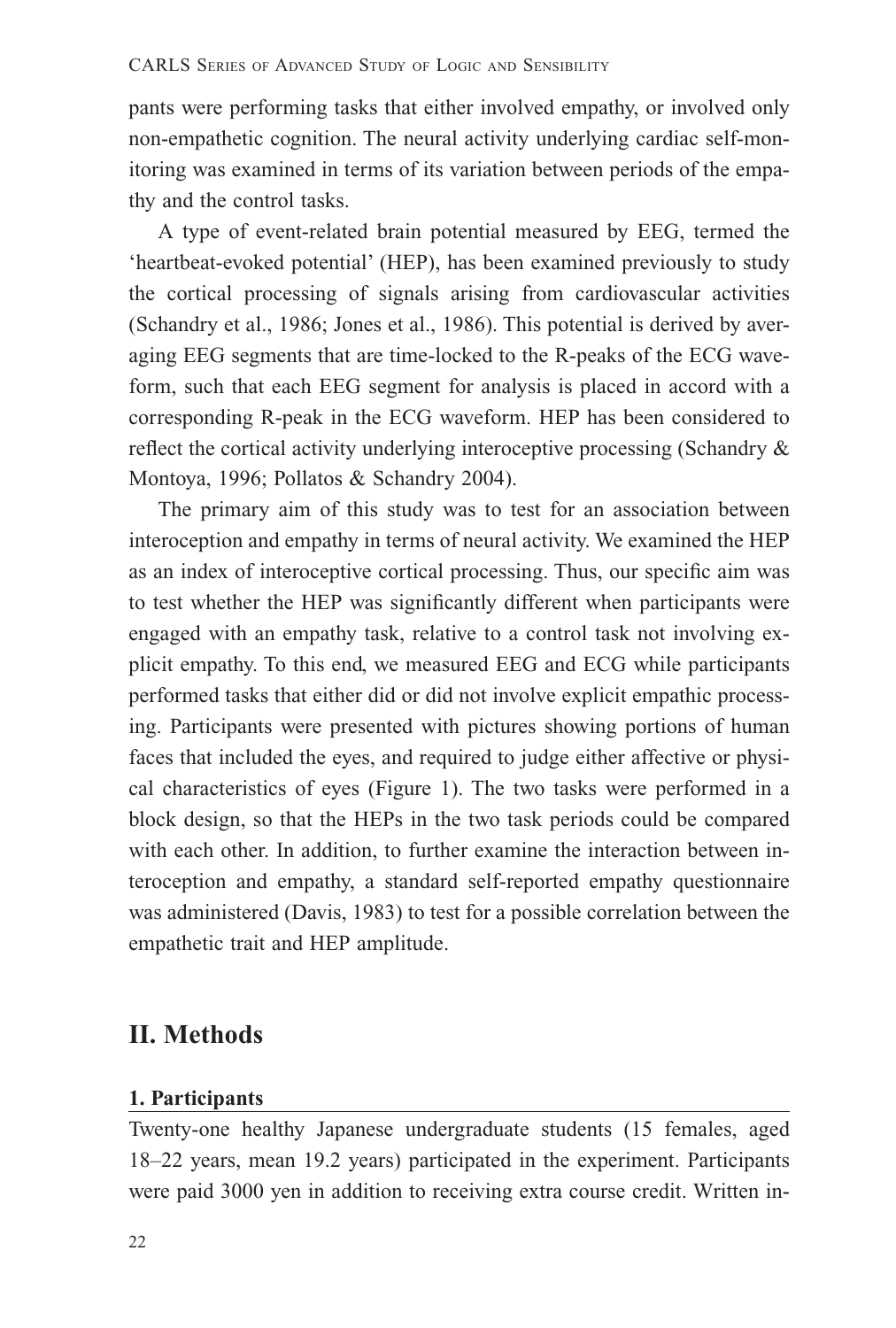pants were performing tasks that either involved empathy, or involved only non-empathetic cognition. The neural activity underlying cardiac self-monitoring was examined in terms of its variation between periods of the empathy and the control tasks.

A type of event-related brain potential measured by EEG, termed the 'heartbeat-evoked potential' (HEP), has been examined previously to study the cortical processing of signals arising from cardiovascular activities (Schandry et al., 1986; Jones et al., 1986). This potential is derived by averaging EEG segments that are time-locked to the R-peaks of the ECG waveform, such that each EEG segment for analysis is placed in accord with a corresponding R-peak in the ECG waveform. HEP has been considered to reflect the cortical activity underlying interoceptive processing (Schandry & Montoya, 1996; Pollatos & Schandry 2004).

The primary aim of this study was to test for an association between interoception and empathy in terms of neural activity. We examined the HEP as an index of interoceptive cortical processing. Thus, our specific aim was to test whether the HEP was significantly different when participants were engaged with an empathy task, relative to a control task not involving explicit empathy. To this end, we measured EEG and ECG while participants performed tasks that either did or did not involve explicit empathic processing. Participants were presented with pictures showing portions of human faces that included the eyes, and required to judge either affective or physical characteristics of eyes (Figure 1). The two tasks were performed in a block design, so that the HEPs in the two task periods could be compared with each other. In addition, to further examine the interaction between interoception and empathy, a standard self-reported empathy questionnaire was administered (Davis, 1983) to test for a possible correlation between the empathetic trait and HEP amplitude.

## II. Methods

### 1. Participants

Twenty-one healthy Japanese undergraduate students (15 females, aged 18–22 years, mean 19.2 years) participated in the experiment. Participants were paid 3000 yen in addition to receiving extra course credit. Written in-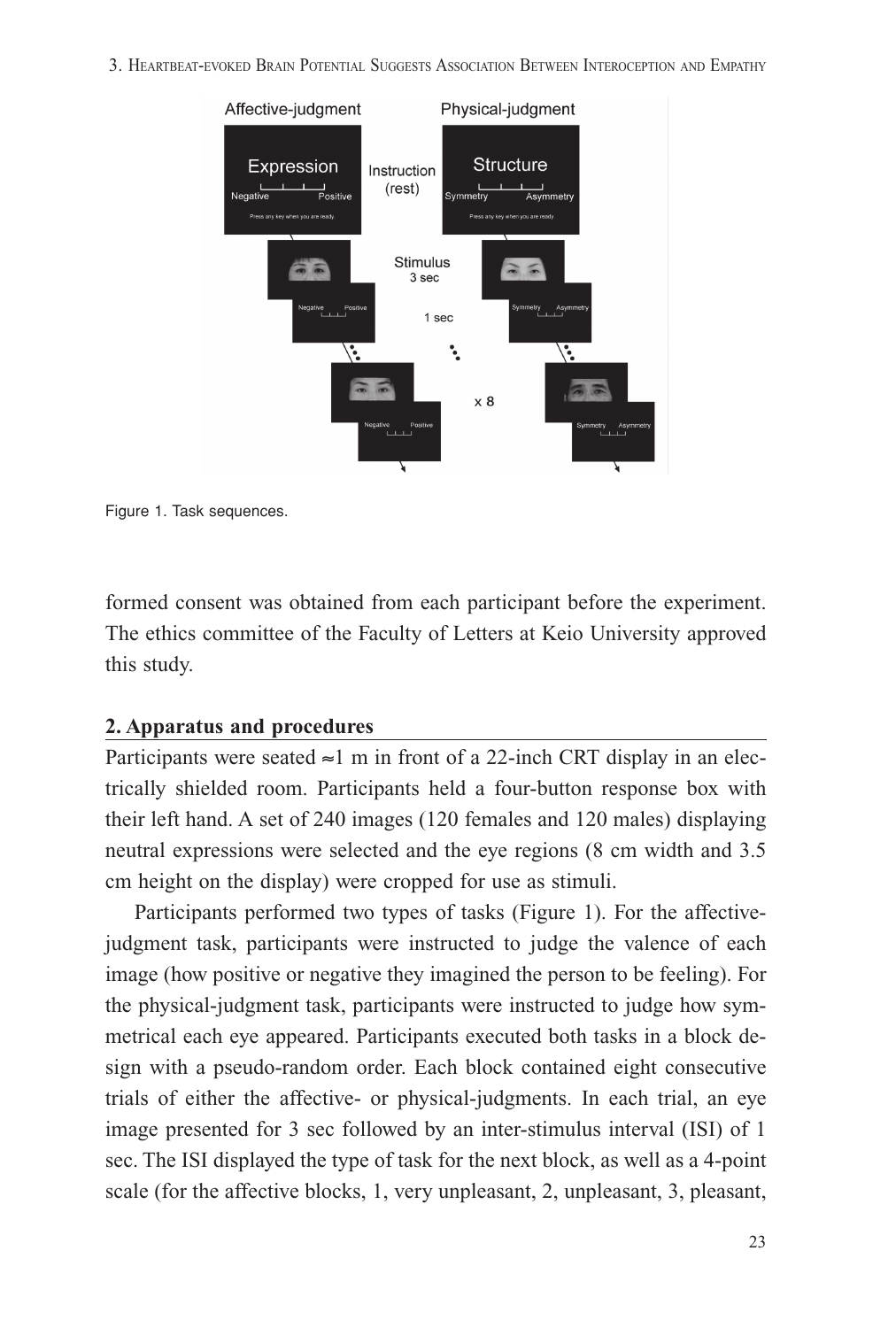Figure 1. Task sequences.

formed consent was obtained from each participant before the experiment. The ethics committee of the Faculty of Letters at Keio University approved this study.

## 2. Apparatus and procedures

Participants were seated ≈1 m in front of a 22-inch CRT display in an electrically shielded room. Participants held a four-button response box with their left hand. A set of 240 images (120 females and 120 males) displaying neutral expressions were selected and the eye regions (8 cm width and 3.5 cm height on the display) were cropped for use as stimuli.

Participants performed two types of tasks (Figure 1). For the affective-judgment task, participants were instructed to judge the valence of each image (how positive or negative they imagined the person to be feeling). For the physical-judgment task, participants were instructed to judge how symmetrical each eye appeared. Participants executed both tasks in a block design with a pseudo-random order. Each block contained eight consecutive trials of either the affective- or physical-judgments. In each trial, an eye image presented for 3 sec followed by an inter-stimulus interval (ISI) of 1 sec. The ISI displayed the type of task for the next block, as well as a 4-point scale (for the affective blocks, 1, very unpleasant, 2, unpleasant, 3, pleasant,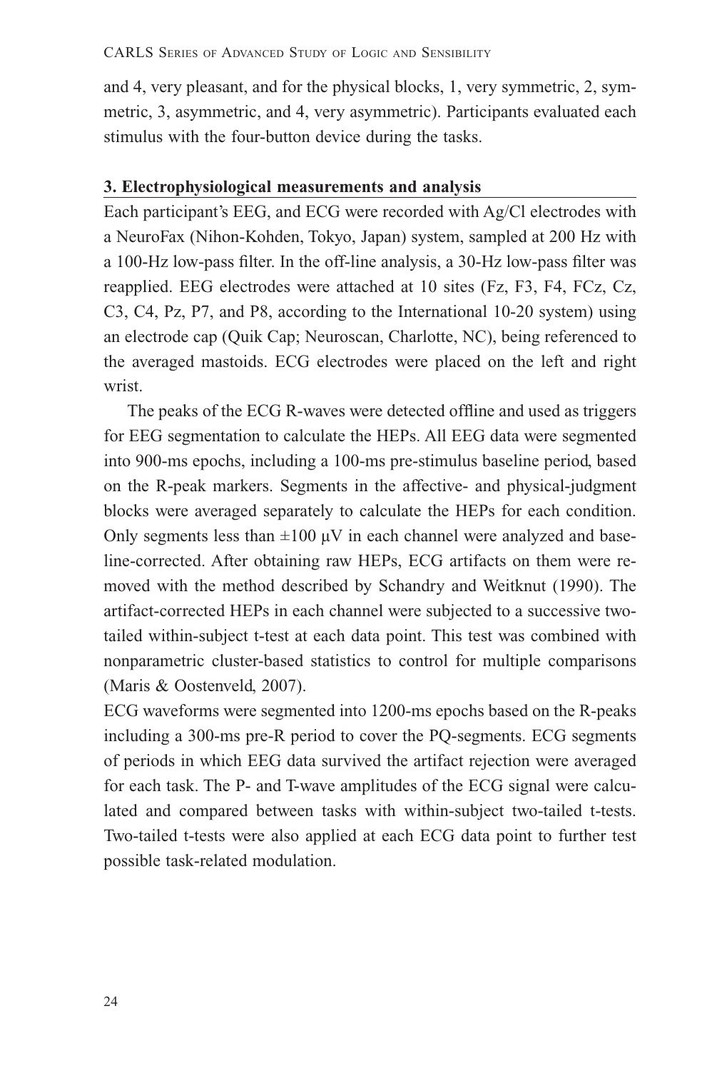and 4, very pleasant, and for the physical blocks, 1, very symmetric, 2, symmetric, 3, asymmetric, and 4, very asymmetric). Participants evaluated each stimulus with the four-button device during the tasks.

## 3. Electrophysiological measurements and analysis

Each participant's EEG, and ECG were recorded with Ag/Cl electrodes with a NeuroFax (Nihon-Kohden, Tokyo, Japan) system, sampled at 200 Hz with a 100-Hz low-pass filter. In the off-line analysis, a 30-Hz low-pass filter was reapplied. EEG electrodes were attached at 10 sites (Fz, F3, F4, FCz, Cz, C3, C4, Pz, P7, and P8, according to the International 10-20 system) using an electrode cap (Quik Cap; Neuroscan, Charlotte, NC), being referenced to the averaged mastoids. ECG electrodes were placed on the left and right wrist.

The peaks of the ECG R-waves were detected offline and used as triggers for EEG segmentation to calculate the HEPs. All EEG data were segmented into 900-ms epochs, including a 100-ms pre-stimulus baseline period, based on the R-peak markers. Segments in the affective- and physical-judgment blocks were averaged separately to calculate the HEPs for each condition. Only segments less than $\pm 100$ μV in each channel were analyzed and baseline-corrected. After obtaining raw HEPs, ECG artifacts on them were removed with the method described by Schandry and Weitknut (1990). The artifact-corrected HEPs in each channel were subjected to a successive two-tailed within-subject t-test at each data point. This test was combined with nonparametric cluster-based statistics to control for multiple comparisons (Maris & Oostenveld, 2007).

ECG waveforms were segmented into 1200-ms epochs based on the R-peaks including a 300-ms pre-R period to cover the PQ-segments. ECG segments of periods in which EEG data survived the artifact rejection were averaged for each task. The P- and T-wave amplitudes of the ECG signal were calculated and compared between tasks with within-subject two-tailed t-tests. Two-tailed t-tests were also applied at each ECG data point to further test possible task-related modulation.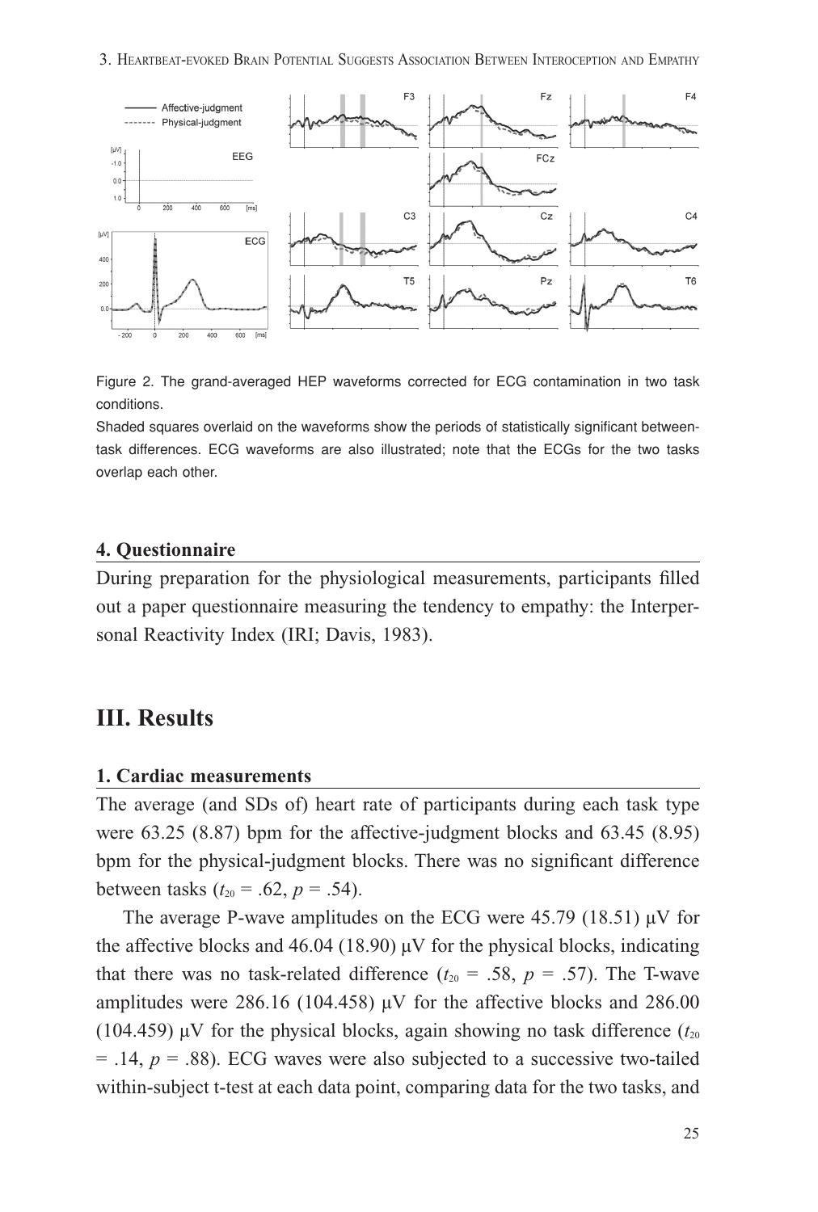Figure 2. The grand-averaged HEP waveforms corrected for ECG contamination in two task conditions.

Shaded squares overlaid on the waveforms show the periods of statistically significant between-task differences. ECG waveforms are also illustrated; note that the ECGs for the two tasks overlap each other.

### 4. Questionnaire

During preparation for the physiological measurements, participants filled out a paper questionnaire measuring the tendency to empathy: the Interpersonal Reactivity Index (IRI; Davis, 1983).

## III. Results

### 1. Cardiac measurements

The average (and SDs of) heart rate of participants during each task type were 63.25 (8.87) bpm for the affective-judgment blocks and 63.45 (8.95) bpm for the physical-judgment blocks. There was no significant difference between tasks ($t_{20}$ = .62, $p$ = .54).

The average P-wave amplitudes on the ECG were 45.79 (18.51) μV for the affective blocks and 46.04 (18.90) μV for the physical blocks, indicating that there was no task-related difference ($t_{20}$ = .58, $p$ = .57). The T-wave amplitudes were 286.16 (104.458) μV for the affective blocks and 286.00 (104.459) μV for the physical blocks, again showing no task difference ($t_{20}$ = .14, $p$ = .88). ECG waves were also subjected to a successive two-tailed within-subject t-test at each data point, comparing data for the two tasks, and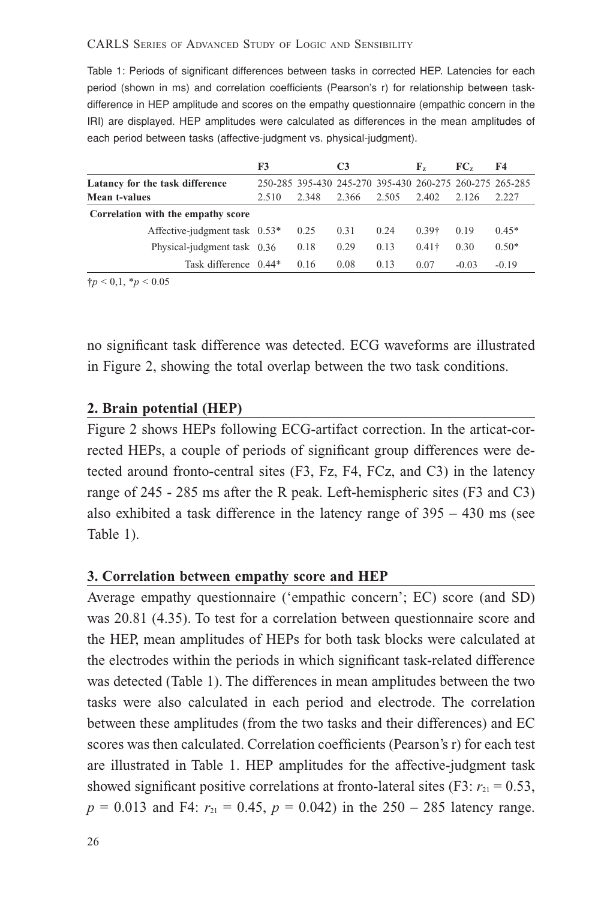Table 1: Periods of significant differences between tasks in corrected HEP. Latencies for each period (shown in ms) and correlation coefficients (Pearson's r) for relationship between task-difference in HEP amplitude and scores on the empathy questionnaire (empathic concern in the IRI) are displayed. HEP amplitudes were calculated as differences in the mean amplitudes of each period between tasks (affective-judgment vs. physical-judgment).

| | F3 | | C3 | | $F_z$ | $FC_z$ | F4 |
|---|---|---|---|---|---|---|---|
| **Latency for the task difference** | 250-285 | 395-430 | 245-270 | 395-430 | 260-275 | 260-275 | 265-285 |
| **Mean t-values** | 2.510 | 2.348 | 2.366 | 2.505 | 2.402 | 2.126 | 2.227 |
| **Correlation with the empathy score** | | | | | | | |
| Affective-judgment task | 0.53* | 0.25 | 0.31 | 0.24 | 0.39† | 0.19 | 0.45* |
| Physical-judgment task | 0.36 | 0.18 | 0.29 | 0.13 | 0.41† | 0.30 | 0.50* |
| Task difference | 0.44* | 0.16 | 0.08 | 0.13 | 0.07 | -0.03 | -0.19 |

†$p$ < 0,1, *$p$ < 0.05

no significant task difference was detected. ECG waveforms are illustrated in Figure 2, showing the total overlap between the two task conditions.

### 2. Brain potential (HEP)

Figure 2 shows HEPs following ECG-artifact correction. In the articat-corrected HEPs, a couple of periods of significant group differences were detected around fronto-central sites (F3, Fz, F4, FCz, and C3) in the latency range of 245 - 285 ms after the R peak. Left-hemispheric sites (F3 and C3) also exhibited a task difference in the latency range of 395 – 430 ms (see Table 1).

### 3. Correlation between empathy score and HEP

Average empathy questionnaire ('empathic concern'; EC) score (and SD) was 20.81 (4.35). To test for a correlation between questionnaire score and the HEP, mean amplitudes of HEPs for both task blocks were calculated at the electrodes within the periods in which significant task-related difference was detected (Table 1). The differences in mean amplitudes between the two tasks were also calculated in each period and electrode. The correlation between these amplitudes (from the two tasks and their differences) and EC scores was then calculated. Correlation coefficients (Pearson's r) for each test are illustrated in Table 1. HEP amplitudes for the affective-judgment task showed significant positive correlations at fronto-lateral sites (F3: $r_{21} = 0.53$, $p = 0.013$ and F4: $r_{21} = 0.45$, $p = 0.042$) in the 250 – 285 latency range.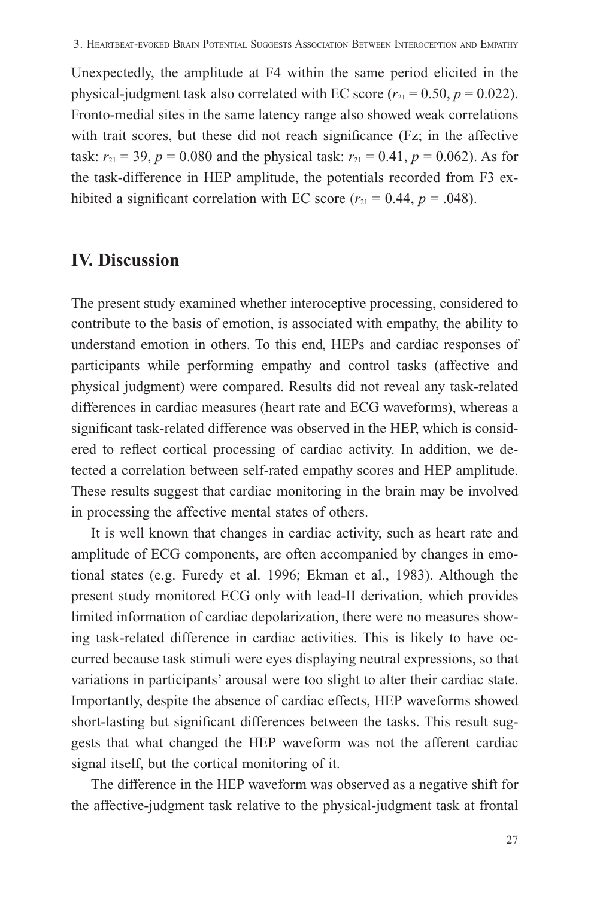Unexpectedly, the amplitude at F4 within the same period elicited in the physical-judgment task also correlated with EC score ($r_{21} = 0.50$, $p = 0.022$). Fronto-medial sites in the same latency range also showed weak correlations with trait scores, but these did not reach significance (Fz; in the affective task: $r_{21} = 39$, $p = 0.080$ and the physical task: $r_{21} = 0.41$, $p = 0.062$). As for the task-difference in HEP amplitude, the potentials recorded from F3 exhibited a significant correlation with EC score ($r_{21} = 0.44$, $p = .048$).

## IV. Discussion

The present study examined whether interoceptive processing, considered to contribute to the basis of emotion, is associated with empathy, the ability to understand emotion in others. To this end, HEPs and cardiac responses of participants while performing empathy and control tasks (affective and physical judgment) were compared. Results did not reveal any task-related differences in cardiac measures (heart rate and ECG waveforms), whereas a significant task-related difference was observed in the HEP, which is considered to reflect cortical processing of cardiac activity. In addition, we detected a correlation between self-rated empathy scores and HEP amplitude. These results suggest that cardiac monitoring in the brain may be involved in processing the affective mental states of others.

It is well known that changes in cardiac activity, such as heart rate and amplitude of ECG components, are often accompanied by changes in emotional states (e.g. Furedy et al. 1996; Ekman et al., 1983). Although the present study monitored ECG only with lead-II derivation, which provides limited information of cardiac depolarization, there were no measures showing task-related difference in cardiac activities. This is likely to have occurred because task stimuli were eyes displaying neutral expressions, so that variations in participants' arousal were too slight to alter their cardiac state. Importantly, despite the absence of cardiac effects, HEP waveforms showed short-lasting but significant differences between the tasks. This result suggests that what changed the HEP waveform was not the afferent cardiac signal itself, but the cortical monitoring of it.

The difference in the HEP waveform was observed as a negative shift for the affective-judgment task relative to the physical-judgment task at frontal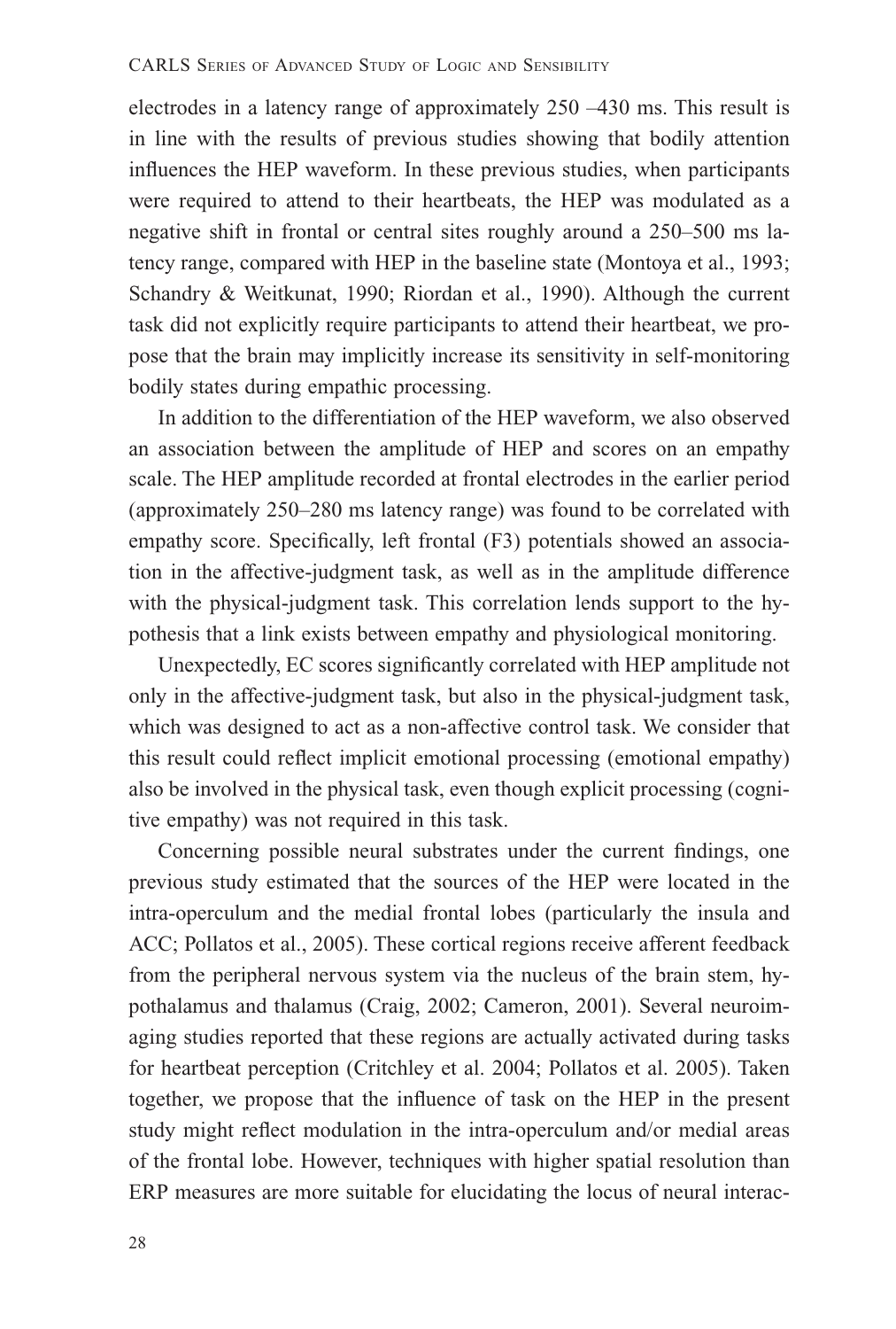electrodes in a latency range of approximately 250 –430 ms. This result is in line with the results of previous studies showing that bodily attention influences the HEP waveform. In these previous studies, when participants were required to attend to their heartbeats, the HEP was modulated as a negative shift in frontal or central sites roughly around a 250–500 ms latency range, compared with HEP in the baseline state (Montoya et al., 1993; Schandry & Weitkunat, 1990; Riordan et al., 1990). Although the current task did not explicitly require participants to attend their heartbeat, we propose that the brain may implicitly increase its sensitivity in self-monitoring bodily states during empathic processing.

In addition to the differentiation of the HEP waveform, we also observed an association between the amplitude of HEP and scores on an empathy scale. The HEP amplitude recorded at frontal electrodes in the earlier period (approximately 250–280 ms latency range) was found to be correlated with empathy score. Specifically, left frontal (F3) potentials showed an association in the affective-judgment task, as well as in the amplitude difference with the physical-judgment task. This correlation lends support to the hypothesis that a link exists between empathy and physiological monitoring.

Unexpectedly, EC scores significantly correlated with HEP amplitude not only in the affective-judgment task, but also in the physical-judgment task, which was designed to act as a non-affective control task. We consider that this result could reflect implicit emotional processing (emotional empathy) also be involved in the physical task, even though explicit processing (cognitive empathy) was not required in this task.

Concerning possible neural substrates under the current findings, one previous study estimated that the sources of the HEP were located in the intra-operculum and the medial frontal lobes (particularly the insula and ACC; Pollatos et al., 2005). These cortical regions receive afferent feedback from the peripheral nervous system via the nucleus of the brain stem, hypothalamus and thalamus (Craig, 2002; Cameron, 2001). Several neuroimaging studies reported that these regions are actually activated during tasks for heartbeat perception (Critchley et al. 2004; Pollatos et al. 2005). Taken together, we propose that the influence of task on the HEP in the present study might reflect modulation in the intra-operculum and/or medial areas of the frontal lobe. However, techniques with higher spatial resolution than ERP measures are more suitable for elucidating the locus of neural interac-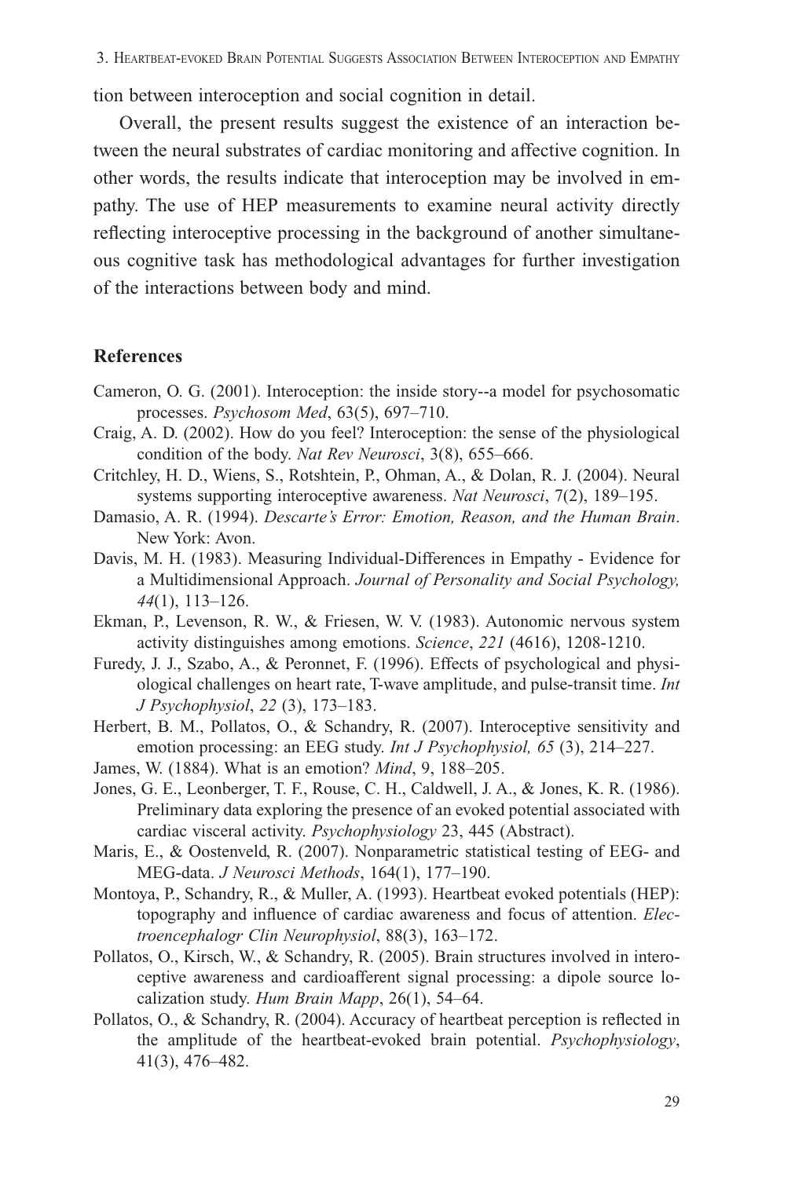tion between interoception and social cognition in detail.

Overall, the present results suggest the existence of an interaction between the neural substrates of cardiac monitoring and affective cognition. In other words, the results indicate that interoception may be involved in empathy. The use of HEP measurements to examine neural activity directly reflecting interoceptive processing in the background of another simultaneous cognitive task has methodological advantages for further investigation of the interactions between body and mind.

## References

Cameron, O. G. (2001). Interoception: the inside story--a model for psychosomatic processes. *Psychosom Med*, 63(5), 697–710.

Craig, A. D. (2002). How do you feel? Interoception: the sense of the physiological condition of the body. *Nat Rev Neurosci*, 3(8), 655–666.

Critchley, H. D., Wiens, S., Rotshtein, P., Ohman, A., & Dolan, R. J. (2004). Neural systems supporting interoceptive awareness. *Nat Neurosci*, 7(2), 189–195.

Damasio, A. R. (1994). *Descarte's Error: Emotion, Reason, and the Human Brain*. New York: Avon.

Davis, M. H. (1983). Measuring Individual-Differences in Empathy - Evidence for a Multidimensional Approach. *Journal of Personality and Social Psychology, 44*(1), 113–126.

Ekman, P., Levenson, R. W., & Friesen, W. V. (1983). Autonomic nervous system activity distinguishes among emotions. *Science*, *221* (4616), 1208-1210.

Furedy, J. J., Szabo, A., & Peronnet, F. (1996). Effects of psychological and physiological challenges on heart rate, T-wave amplitude, and pulse-transit time. *Int J Psychophysiol*, *22* (3), 173–183.

Herbert, B. M., Pollatos, O., & Schandry, R. (2007). Interoceptive sensitivity and emotion processing: an EEG study. *Int J Psychophysiol, 65* (3), 214–227.

James, W. (1884). What is an emotion? *Mind*, 9, 188–205.

Jones, G. E., Leonberger, T. F., Rouse, C. H., Caldwell, J. A., & Jones, K. R. (1986). Preliminary data exploring the presence of an evoked potential associated with cardiac visceral activity. *Psychophysiology* 23, 445 (Abstract).

Maris, E., & Oostenveld, R. (2007). Nonparametric statistical testing of EEG- and MEG-data. *J Neurosci Methods*, 164(1), 177–190.

Montoya, P., Schandry, R., & Muller, A. (1993). Heartbeat evoked potentials (HEP): topography and influence of cardiac awareness and focus of attention. *Electroencephalogr Clin Neurophysiol*, 88(3), 163–172.

Pollatos, O., Kirsch, W., & Schandry, R. (2005). Brain structures involved in interoceptive awareness and cardioafferent signal processing: a dipole source localization study. *Hum Brain Mapp*, 26(1), 54–64.

Pollatos, O., & Schandry, R. (2004). Accuracy of heartbeat perception is reflected in the amplitude of the heartbeat-evoked brain potential. *Psychophysiology*, 41(3), 476–482.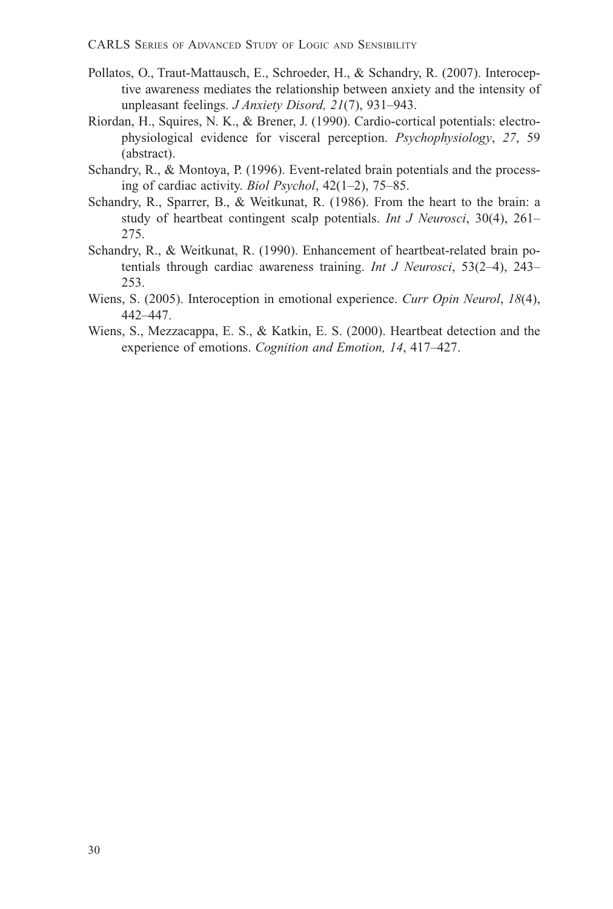Pollatos, O., Traut-Mattausch, E., Schroeder, H., & Schandry, R. (2007). Interoceptive awareness mediates the relationship between anxiety and the intensity of unpleasant feelings. *J Anxiety Disord, 21*(7), 931–943.

Riordan, H., Squires, N. K., & Brener, J. (1990). Cardio-cortical potentials: electrophysiological evidence for visceral perception. *Psychophysiology*, *27*, 59 (abstract).

Schandry, R., & Montoya, P. (1996). Event-related brain potentials and the processing of cardiac activity. *Biol Psychol*, 42(1–2), 75–85.

Schandry, R., Sparrer, B., & Weitkunat, R. (1986). From the heart to the brain: a study of heartbeat contingent scalp potentials. *Int J Neurosci*, 30(4), 261–275.

Schandry, R., & Weitkunat, R. (1990). Enhancement of heartbeat-related brain potentials through cardiac awareness training. *Int J Neurosci*, 53(2–4), 243–253.

Wiens, S. (2005). Interoception in emotional experience. *Curr Opin Neurol*, *18*(4), 442–447.

Wiens, S., Mezzacappa, E. S., & Katkin, E. S. (2000). Heartbeat detection and the experience of emotions. *Cognition and Emotion, 14*, 417–427.